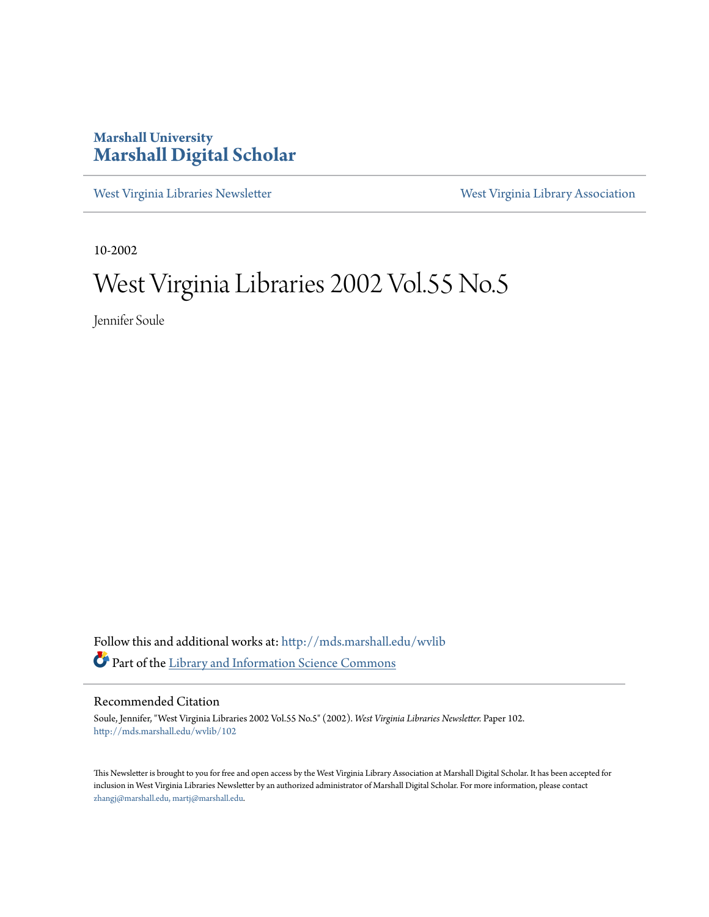Marshall University
# Marshall Digital Scholar

West Virginia Libraries Newsletter | West Virginia Library Association

10-2002

# West Virginia Libraries 2002 Vol.55 No.5

Jennifer Soule

Follow this and additional works at: http://mds.marshall.edu/wvlib

Part of the Library and Information Science Commons

## Recommended Citation

Soule, Jennifer, "West Virginia Libraries 2002 Vol.55 No.5" (2002). *West Virginia Libraries Newsletter.* Paper 102.
http://mds.marshall.edu/wvlib/102

This Newsletter is brought to you for free and open access by the West Virginia Library Association at Marshall Digital Scholar. It has been accepted for inclusion in West Virginia Libraries Newsletter by an authorized administrator of Marshall Digital Scholar. For more information, please contact zhangj@marshall.edu, martj@marshall.edu.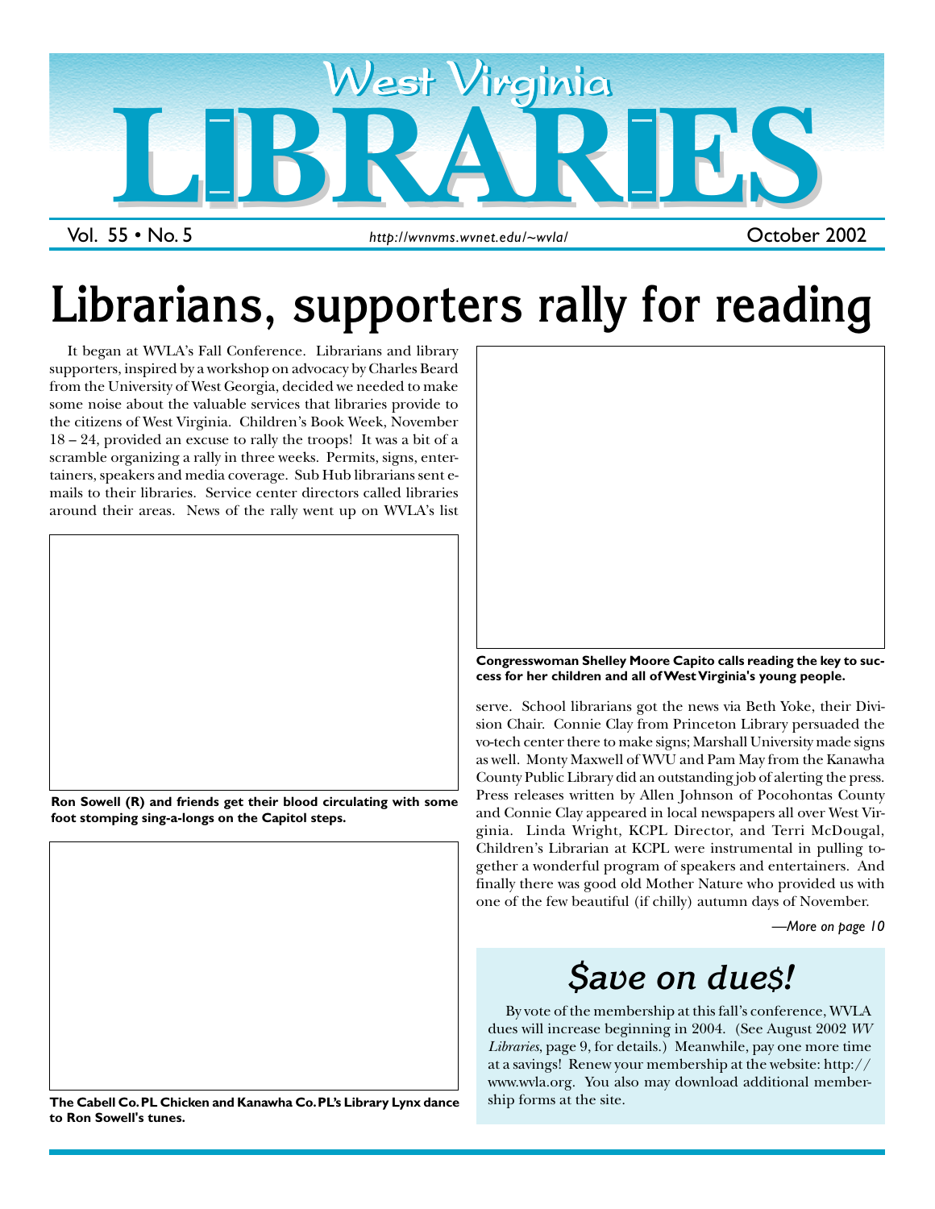# West Virginia LIBRARIES

Vol. 55 • No. 5 | http://wvnvms.wvnet.edu/~wvla/ | October 2002

# Librarians, supporters rally for reading

It began at WVLA's Fall Conference. Librarians and library supporters, inspired by a workshop on advocacy by Charles Beard from the University of West Georgia, decided we needed to make some noise about the valuable services that libraries provide to the citizens of West Virginia. Children's Book Week, November 18 – 24, provided an excuse to rally the troops! It was a bit of a scramble organizing a rally in three weeks. Permits, signs, entertainers, speakers and media coverage. Sub Hub librarians sent e-mails to their libraries. Service center directors called libraries around their areas. News of the rally went up on WVLA's list serve. School librarians got the news via Beth Yoke, their Division Chair. Connie Clay from Princeton Library persuaded the vo-tech center there to make signs; Marshall University made signs as well. Monty Maxwell of WVU and Pam May from the Kanawha County Public Library did an outstanding job of alerting the press. Press releases written by Allen Johnson of Pocohontas County and Connie Clay appeared in local newspapers all over West Virginia. Linda Wright, KCPL Director, and Terri McDougal, Children's Librarian at KCPL were instrumental in pulling together a wonderful program of speakers and entertainers. And finally there was good old Mother Nature who provided us with one of the few beautiful (if chilly) autumn days of November.

*—More on page 10*

**Ron Sowell (R) and friends get their blood circulating with some foot stomping sing-a-longs on the Capitol steps.**

**The Cabell Co. PL Chicken and Kanawha Co. PL's Library Lynx dance to Ron Sowell's tunes.**

**Congresswoman Shelley Moore Capito calls reading the key to success for her children and all of West Virginia's young people.**

## $ave on due$!

By vote of the membership at this fall's conference, WVLA dues will increase beginning in 2004. (See August 2002 *WV Libraries*, page 9, for details.) Meanwhile, pay one more time at a savings! Renew your membership at the website: http://www.wvla.org. You also may download additional membership forms at the site.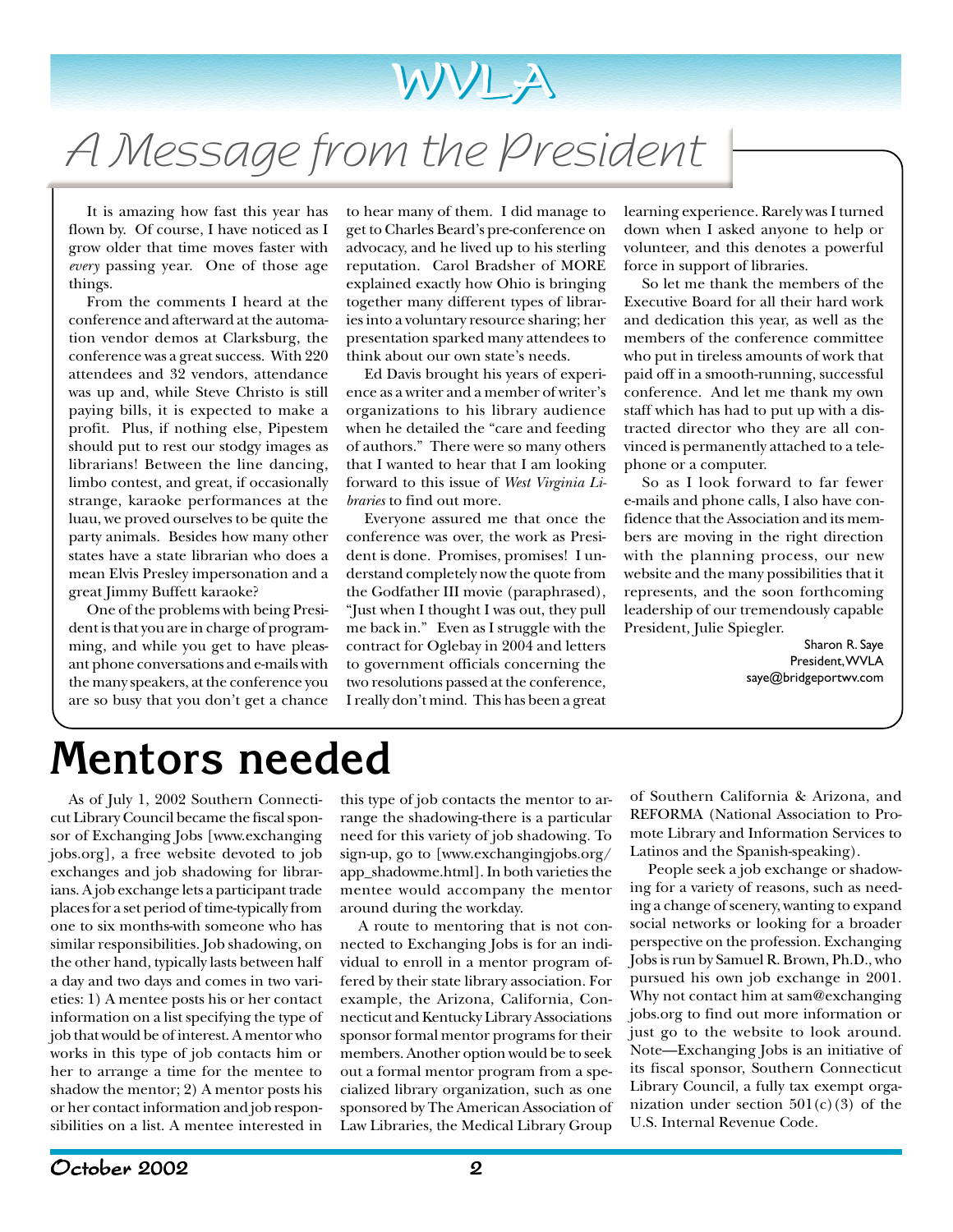# A Message from the President

It is amazing how fast this year has flown by. Of course, I have noticed as I grow older that time moves faster with *every* passing year. One of those age things.

From the comments I heard at the conference and afterward at the automation vendor demos at Clarksburg, the conference was a great success. With 220 attendees and 32 vendors, attendance was up and, while Steve Christo is still paying bills, it is expected to make a profit. Plus, if nothing else, Pipestem should put to rest our stodgy images as librarians! Between the line dancing, limbo contest, and great, if occasionally strange, karaoke performances at the luau, we proved ourselves to be quite the party animals. Besides how many other states have a state librarian who does a mean Elvis Presley impersonation and a great Jimmy Buffett karaoke?

One of the problems with being President is that you are in charge of programming, and while you get to have pleasant phone conversations and e-mails with the many speakers, at the conference you are so busy that you don't get a chance to hear many of them. I did manage to get to Charles Beard's pre-conference on advocacy, and he lived up to his sterling reputation. Carol Bradsher of MORE explained exactly how Ohio is bringing together many different types of libraries into a voluntary resource sharing; her presentation sparked many attendees to think about our own state's needs.

Ed Davis brought his years of experience as a writer and a member of writer's organizations to his library audience when he detailed the "care and feeding of authors." There were so many others that I wanted to hear that I am looking forward to this issue of *West Virginia Libraries* to find out more.

Everyone assured me that once the conference was over, the work as President is done. Promises, promises! I understand completely now the quote from the Godfather III movie (paraphrased), "Just when I thought I was out, they pull me back in." Even as I struggle with the contract for Oglebay in 2004 and letters to government officials concerning the two resolutions passed at the conference, I really don't mind. This has been a great learning experience. Rarely was I turned down when I asked anyone to help or volunteer, and this denotes a powerful force in support of libraries.

So let me thank the members of the Executive Board for all their hard work and dedication this year, as well as the members of the conference committee who put in tireless amounts of work that paid off in a smooth-running, successful conference. And let me thank my own staff which has had to put up with a distracted director who they are all convinced is permanently attached to a telephone or a computer.

So as I look forward to far fewer e-mails and phone calls, I also have confidence that the Association and its members are moving in the right direction with the planning process, our new website and the many possibilities that it represents, and the soon forthcoming leadership of our tremendously capable President, Julie Spiegler.

Sharon R. Saye
President, WVLA
saye@bridgeportwv.com

# Mentors needed

As of July 1, 2002 Southern Connecticut Library Council became the fiscal sponsor of Exchanging Jobs [www.exchangingjobs.org], a free website devoted to job exchanges and job shadowing for librarians. A job exchange lets a participant trade places for a set period of time-typically from one to six months-with someone who has similar responsibilities. Job shadowing, on the other hand, typically lasts between half a day and two days and comes in two varieties: 1) A mentee posts his or her contact information on a list specifying the type of job that would be of interest. A mentor who works in this type of job contacts him or her to arrange a time for the mentee to shadow the mentor; 2) A mentor posts his or her contact information and job responsibilities on a list. A mentee interested in this type of job contacts the mentor to arrange the shadowing-there is a particular need for this variety of job shadowing. To sign-up, go to [www.exchangingjobs.org/app_shadowme.html]. In both varieties the mentee would accompany the mentor around during the workday.

A route to mentoring that is not connected to Exchanging Jobs is for an individual to enroll in a mentor program offered by their state library association. For example, the Arizona, California, Connecticut and Kentucky Library Associations sponsor formal mentor programs for their members. Another option would be to seek out a formal mentor program from a specialized library organization, such as one sponsored by The American Association of Law Libraries, the Medical Library Group of Southern California & Arizona, and REFORMA (National Association to Promote Library and Information Services to Latinos and the Spanish-speaking).

People seek a job exchange or shadowing for a variety of reasons, such as needing a change of scenery, wanting to expand social networks or looking for a broader perspective on the profession. Exchanging Jobs is run by Samuel R. Brown, Ph.D., who pursued his own job exchange in 2001. Why not contact him at sam@exchangingjobs.org to find out more information or just go to the website to look around. Note—Exchanging Jobs is an initiative of its fiscal sponsor, Southern Connecticut Library Council, a fully tax exempt organization under section 501(c)(3) of the U.S. Internal Revenue Code.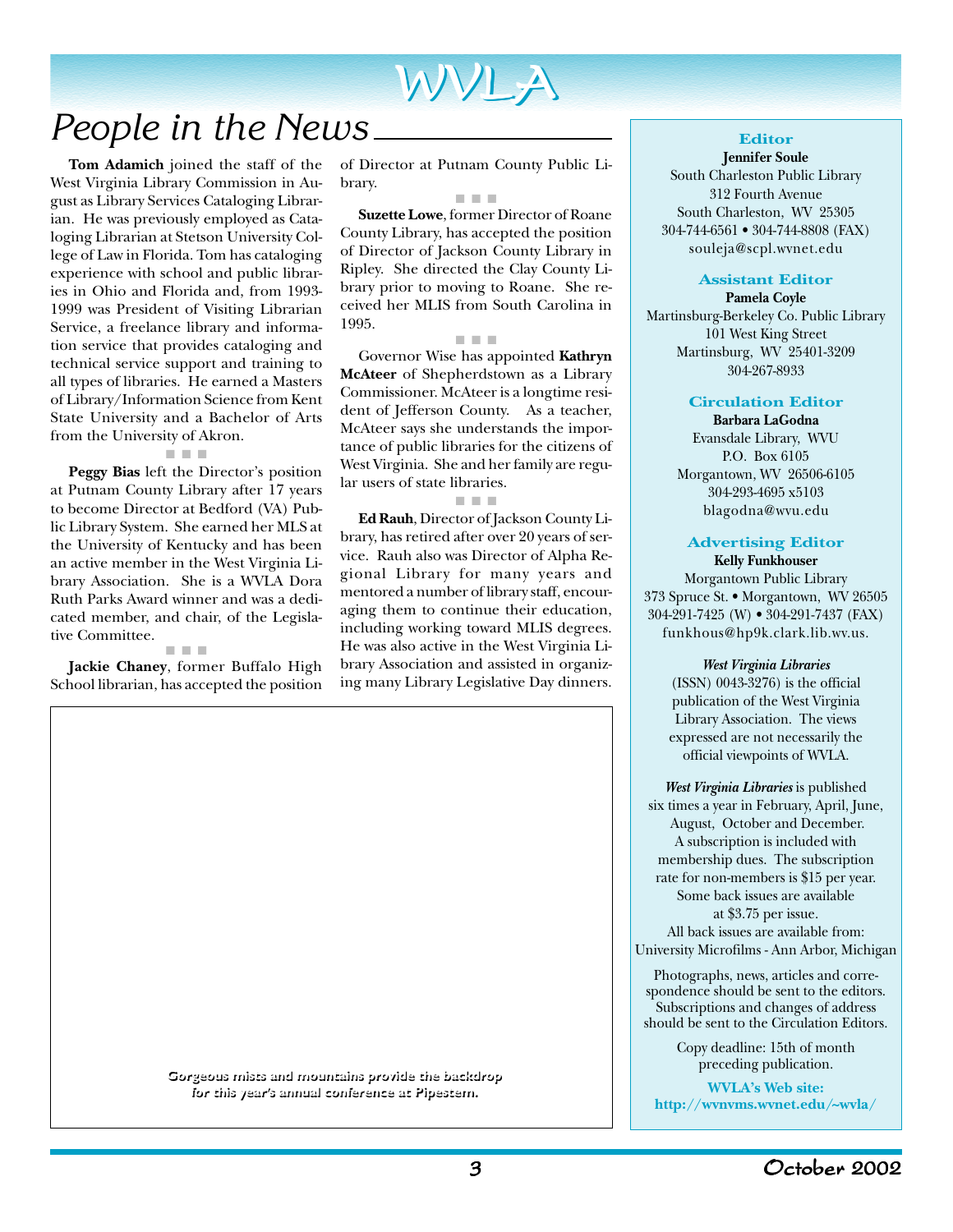# People in the News

**Tom Adamich** joined the staff of the West Virginia Library Commission in August as Library Services Cataloging Librarian. He was previously employed as Cataloging Librarian at Stetson University College of Law in Florida. Tom has cataloging experience with school and public libraries in Ohio and Florida and, from 1993-1999 was President of Visiting Librarian Service, a freelance library and information service that provides cataloging and technical service support and training to all types of libraries. He earned a Masters of Library/Information Science from Kent State University and a Bachelor of Arts from the University of Akron.

■ ■ ■

**Peggy Bias** left the Director's position at Putnam County Library after 17 years to become Director at Bedford (VA) Public Library System. She earned her MLS at the University of Kentucky and has been an active member in the West Virginia Library Association. She is a WVLA Dora Ruth Parks Award winner and was a dedicated member, and chair, of the Legislative Committee.

■ ■ ■

**Jackie Chaney**, former Buffalo High School librarian, has accepted the position of Director at Putnam County Public Library.

■ ■ ■

**Suzette Lowe**, former Director of Roane County Library, has accepted the position of Director of Jackson County Library in Ripley. She directed the Clay County Library prior to moving to Roane. She received her MLIS from South Carolina in 1995.

■ ■ ■

Governor Wise has appointed **Kathryn McAteer** of Shepherdstown as a Library Commissioner. McAteer is a longtime resident of Jefferson County. As a teacher, McAteer says she understands the importance of public libraries for the citizens of West Virginia. She and her family are regular users of state libraries.

■ ■ ■

**Ed Rauh**, Director of Jackson County Library, has retired after over 20 years of service. Rauh also was Director of Alpha Regional Library for many years and mentored a number of library staff, encouraging them to continue their education, including working toward MLIS degrees. He was also active in the West Virginia Library Association and assisted in organizing many Library Legislative Day dinners.

*Gorgeous mists and mountains provide the backdrop for this year's annual conference at Pipestem.*

---

**Editor**
**Jennifer Soule**
South Charleston Public Library
312 Fourth Avenue
South Charleston, WV 25305
304-744-6561 • 304-744-8808 (FAX)
souleja@scpl.wvnet.edu

**Assistant Editor**
**Pamela Coyle**
Martinsburg-Berkeley Co. Public Library
101 West King Street
Martinsburg, WV 25401-3209
304-267-8933

**Circulation Editor**
**Barbara LaGodna**
Evansdale Library, WVU
P.O. Box 6105
Morgantown, WV 26506-6105
304-293-4695 x5103
blagodna@wvu.edu

**Advertising Editor**
**Kelly Funkhouser**
Morgantown Public Library
373 Spruce St. • Morgantown, WV 26505
304-291-7425 (W) • 304-291-7437 (FAX)
funkhous@hp9k.clark.lib.wv.us.

***West Virginia Libraries*** (ISSN) 0043-3276) is the official publication of the West Virginia Library Association. The views expressed are not necessarily the official viewpoints of WVLA.

***West Virginia Libraries*** is published six times a year in February, April, June, August, October and December. A subscription is included with membership dues. The subscription rate for non-members is $15 per year. Some back issues are available at $3.75 per issue. All back issues are available from: University Microfilms - Ann Arbor, Michigan

Photographs, news, articles and correspondence should be sent to the editors. Subscriptions and changes of address should be sent to the Circulation Editors.

Copy deadline: 15th of month preceding publication.

**WVLA's Web site:**
**http://wvnvms.wvnet.edu/~wvla/**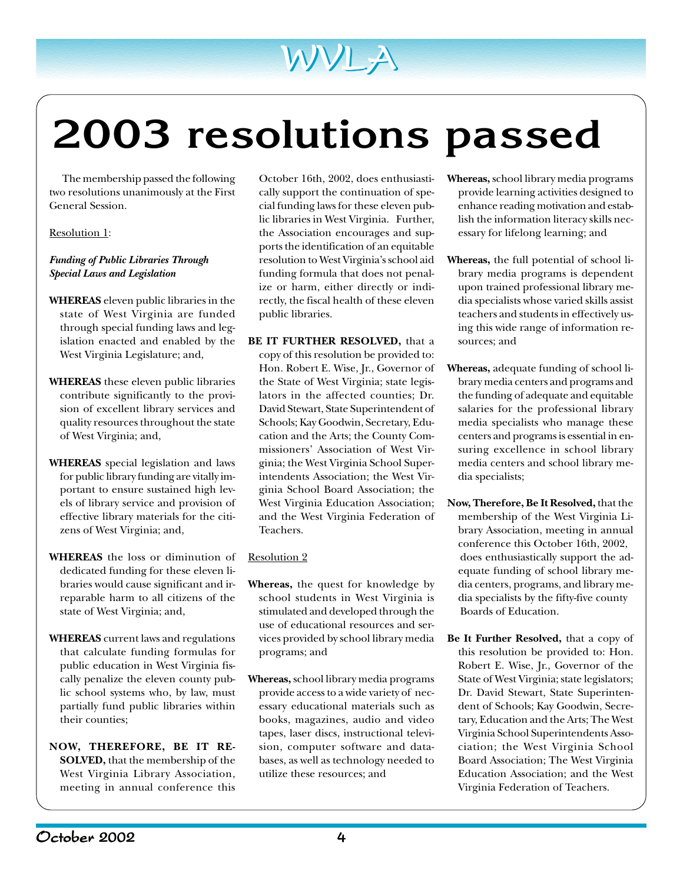# 2003 resolutions passed

The membership passed the following two resolutions unanimously at the First General Session.

Resolution 1:

***Funding of Public Libraries Through Special Laws and Legislation***

**WHEREAS** eleven public libraries in the state of West Virginia are funded through special funding laws and legislation enacted and enabled by the West Virginia Legislature; and,

**WHEREAS** these eleven public libraries contribute significantly to the provision of excellent library services and quality resources throughout the state of West Virginia; and,

**WHEREAS** special legislation and laws for public library funding are vitally important to ensure sustained high levels of library service and provision of effective library materials for the citizens of West Virginia; and,

**WHEREAS** the loss or diminution of dedicated funding for these eleven libraries would cause significant and irreparable harm to all citizens of the state of West Virginia; and,

**WHEREAS** current laws and regulations that calculate funding formulas for public education in West Virginia fiscally penalize the eleven county public school systems who, by law, must partially fund public libraries within their counties;

**NOW, THEREFORE, BE IT RESOLVED,** that the membership of the West Virginia Library Association, meeting in annual conference this October 16th, 2002, does enthusiastically support the continuation of special funding laws for these eleven public libraries in West Virginia. Further, the Association encourages and supports the identification of an equitable resolution to West Virginia's school aid funding formula that does not penalize or harm, either directly or indirectly, the fiscal health of these eleven public libraries.

**BE IT FURTHER RESOLVED,** that a copy of this resolution be provided to: Hon. Robert E. Wise, Jr., Governor of the State of West Virginia; state legislators in the affected counties; Dr. David Stewart, State Superintendent of Schools; Kay Goodwin, Secretary, Education and the Arts; the County Commissioners' Association of West Virginia; the West Virginia School Superintendents Association; the West Virginia School Board Association; the West Virginia Education Association; and the West Virginia Federation of Teachers.

Resolution 2

**Whereas,** the quest for knowledge by school students in West Virginia is stimulated and developed through the use of educational resources and services provided by school library media programs; and

**Whereas,** school library media programs provide access to a wide variety of necessary educational materials such as books, magazines, audio and video tapes, laser discs, instructional television, computer software and databases, as well as technology needed to utilize these resources; and

**Whereas,** school library media programs provide learning activities designed to enhance reading motivation and establish the information literacy skills necessary for lifelong learning; and

**Whereas,** the full potential of school library media programs is dependent upon trained professional library media specialists whose varied skills assist teachers and students in effectively using this wide range of information resources; and

**Whereas,** adequate funding of school library media centers and programs and the funding of adequate and equitable salaries for the professional library media specialists who manage these centers and programs is essential in ensuring excellence in school library media centers and school library media specialists;

**Now, Therefore, Be It Resolved,** that the membership of the West Virginia Library Association, meeting in annual conference this October 16th, 2002, does enthusiastically support the adequate funding of school library media centers, programs, and library media specialists by the fifty-five county Boards of Education.

**Be It Further Resolved,** that a copy of this resolution be provided to: Hon. Robert E. Wise, Jr., Governor of the State of West Virginia; state legislators; Dr. David Stewart, State Superintendent of Schools; Kay Goodwin, Secretary, Education and the Arts; The West Virginia School Superintendents Association; the West Virginia School Board Association; The West Virginia Education Association; and the West Virginia Federation of Teachers.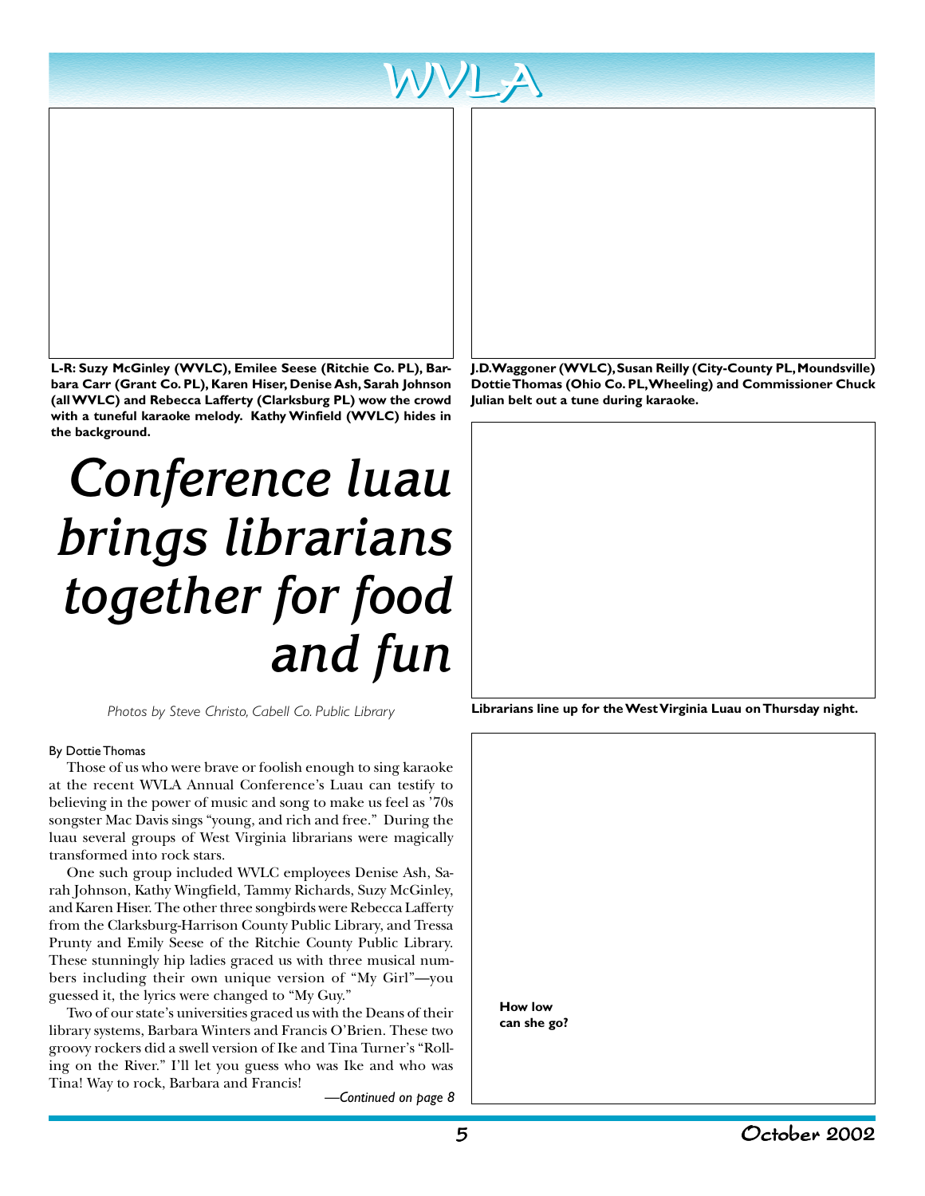L-R: **Suzy McGinley (WVLC), Emilee Seese (Ritchie Co. PL), Barbara Carr (Grant Co. PL), Karen Hiser, Denise Ash, Sarah Johnson (all WVLC) and Rebecca Lafferty (Clarksburg PL) wow the crowd with a tuneful karaoke melody. Kathy Winfield (WVLC) hides in the background.**

**J.D. Waggoner (WVLC), Susan Reilly (City-County PL, Moundsville) Dottie Thomas (Ohio Co. PL, Wheeling) and Commissioner Chuck Julian belt out a tune during karaoke.**

# *Conference luau brings librarians together for food and fun*

*Photos by Steve Christo, Cabell Co. Public Library*

**Librarians line up for the West Virginia Luau on Thursday night.**

By Dottie Thomas

Those of us who were brave or foolish enough to sing karaoke at the recent WVLA Annual Conference's Luau can testify to believing in the power of music and song to make us feel as '70s songster Mac Davis sings "young, and rich and free." During the luau several groups of West Virginia librarians were magically transformed into rock stars.

One such group included WVLC employees Denise Ash, Sarah Johnson, Kathy Wingfield, Tammy Richards, Suzy McGinley, and Karen Hiser. The other three songbirds were Rebecca Lafferty from the Clarksburg-Harrison County Public Library, and Tressa Prunty and Emily Seese of the Ritchie County Public Library. These stunningly hip ladies graced us with three musical numbers including their own unique version of "My Girl"—you guessed it, the lyrics were changed to "My Guy."

Two of our state's universities graced us with the Deans of their library systems, Barbara Winters and Francis O'Brien. These two groovy rockers did a swell version of Ike and Tina Turner's "Rolling on the River." I'll let you guess who was Ike and who was Tina! Way to rock, Barbara and Francis!

*—Continued on page 8*

**How low can she go?**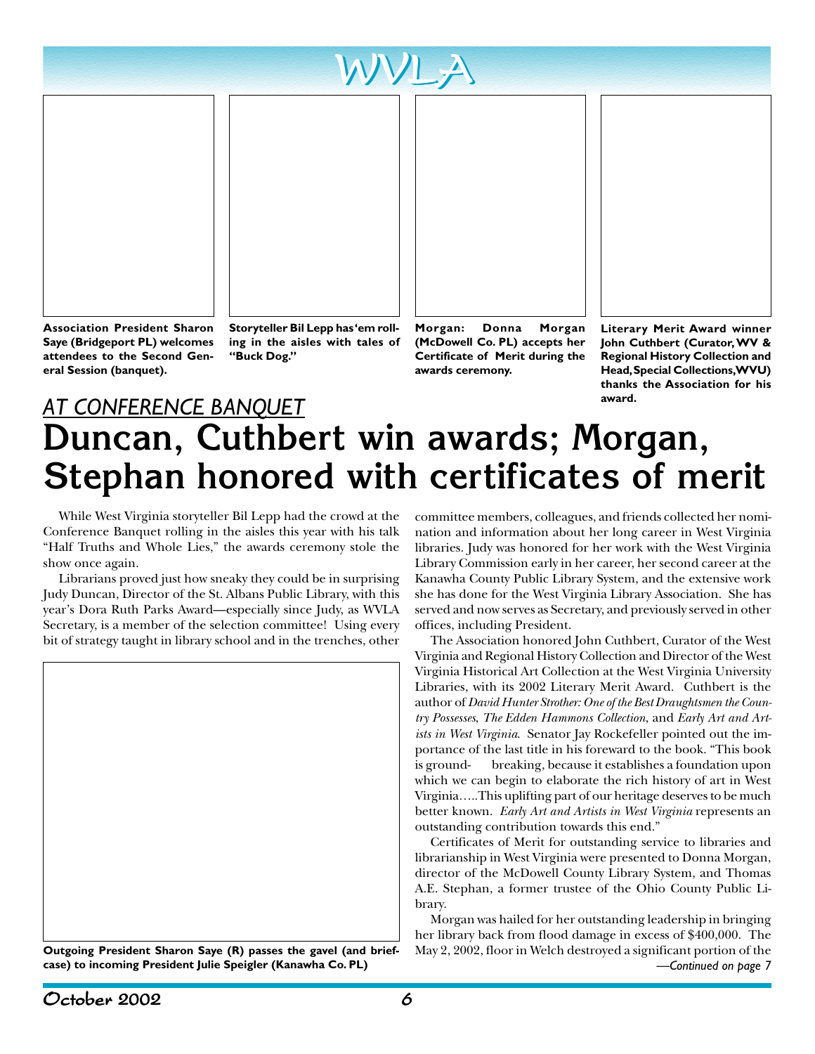Association President Sharon Saye (Bridgeport PL) welcomes attendees to the Second General Session (banquet).

Storyteller Bil Lepp has'em rolling in the aisles with tales of "Buck Dog."

Morgan: Donna Morgan (McDowell Co. PL) accepts her Certificate of Merit during the awards ceremony.

Literary Merit Award winner John Cuthbert (Curator, WV & Regional History Collection and Head, Special Collections, WVU) thanks the Association for his award.

*AT CONFERENCE BANQUET*

# Duncan, Cuthbert win awards; Morgan, Stephan honored with certificates of merit

While West Virginia storyteller Bil Lepp had the crowd at the Conference Banquet rolling in the aisles this year with his talk "Half Truths and Whole Lies," the awards ceremony stole the show once again.

Librarians proved just how sneaky they could be in surprising Judy Duncan, Director of the St. Albans Public Library, with this year's Dora Ruth Parks Award—especially since Judy, as WVLA Secretary, is a member of the selection committee! Using every bit of strategy taught in library school and in the trenches, other committee members, colleagues, and friends collected her nomination and information about her long career in West Virginia libraries. Judy was honored for her work with the West Virginia Library Commission early in her career, her second career at the Kanawha County Public Library System, and the extensive work she has done for the West Virginia Library Association. She has served and now serves as Secretary, and previously served in other offices, including President.

Outgoing President Sharon Saye (R) passes the gavel (and briefcase) to incoming President Julie Speigler (Kanawha Co. PL)

The Association honored John Cuthbert, Curator of the West Virginia and Regional History Collection and Director of the West Virginia Historical Art Collection at the West Virginia University Libraries, with its 2002 Literary Merit Award. Cuthbert is the author of *David Hunter Strother: One of the Best Draughtsmen the Country Possesses*, *The Edden Hammons Collection*, and *Early Art and Artists in West Virginia*. Senator Jay Rockefeller pointed out the importance of the last title in his foreward to the book. "This book is ground- breaking, because it establishes a foundation upon which we can begin to elaborate the rich history of art in West Virginia…..This uplifting part of our heritage deserves to be much better known. *Early Art and Artists in West Virginia* represents an outstanding contribution towards this end."

Certificates of Merit for outstanding service to libraries and librarianship in West Virginia were presented to Donna Morgan, director of the McDowell County Library System, and Thomas A.E. Stephan, a former trustee of the Ohio County Public Library.

Morgan was hailed for her outstanding leadership in bringing her library back from flood damage in excess of $400,000. The May 2, 2002, floor in Welch destroyed a significant portion of the

*—Continued on page 7*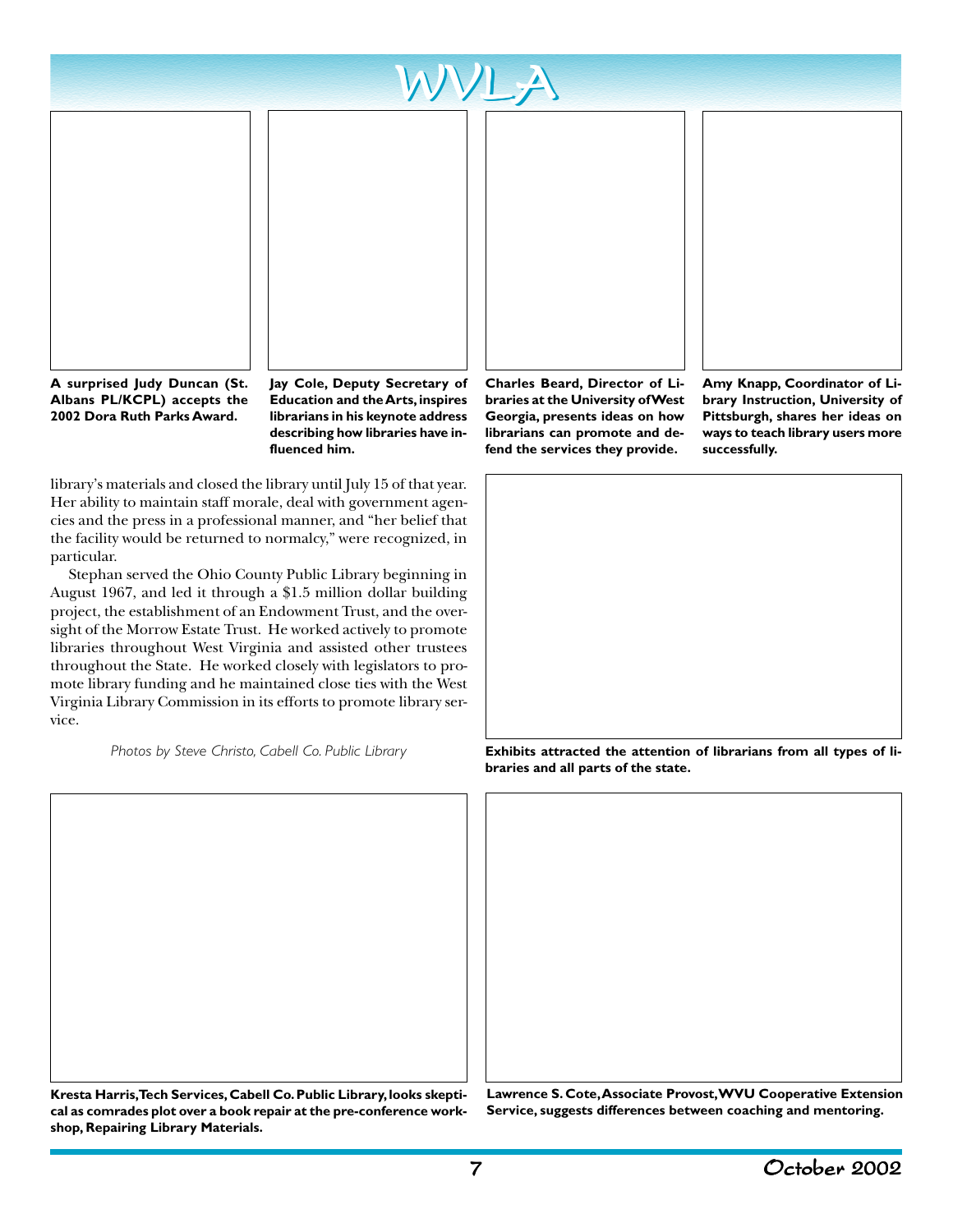**A surprised Judy Duncan (St. Albans PL/KCPL) accepts the 2002 Dora Ruth Parks Award.**

**Jay Cole, Deputy Secretary of Education and the Arts, inspires librarians in his keynote address describing how libraries have influenced him.**

**Charles Beard, Director of Libraries at the University of West Georgia, presents ideas on how librarians can promote and defend the services they provide.**

**Amy Knapp, Coordinator of Library Instruction, University of Pittsburgh, shares her ideas on ways to teach library users more successfully.**

library's materials and closed the library until July 15 of that year. Her ability to maintain staff morale, deal with government agencies and the press in a professional manner, and "her belief that the facility would be returned to normalcy," were recognized, in particular.

Stephan served the Ohio County Public Library beginning in August 1967, and led it through a $1.5 million dollar building project, the establishment of an Endowment Trust, and the oversight of the Morrow Estate Trust. He worked actively to promote libraries throughout West Virginia and assisted other trustees throughout the State. He worked closely with legislators to promote library funding and he maintained close ties with the West Virginia Library Commission in its efforts to promote library service.

*Photos by Steve Christo, Cabell Co. Public Library*

**Exhibits attracted the attention of librarians from all types of libraries and all parts of the state.**

**Kresta Harris, Tech Services, Cabell Co. Public Library, looks skeptical as comrades plot over a book repair at the pre-conference workshop, Repairing Library Materials.**

**Lawrence S. Cote, Associate Provost, WVU Cooperative Extension Service, suggests differences between coaching and mentoring.**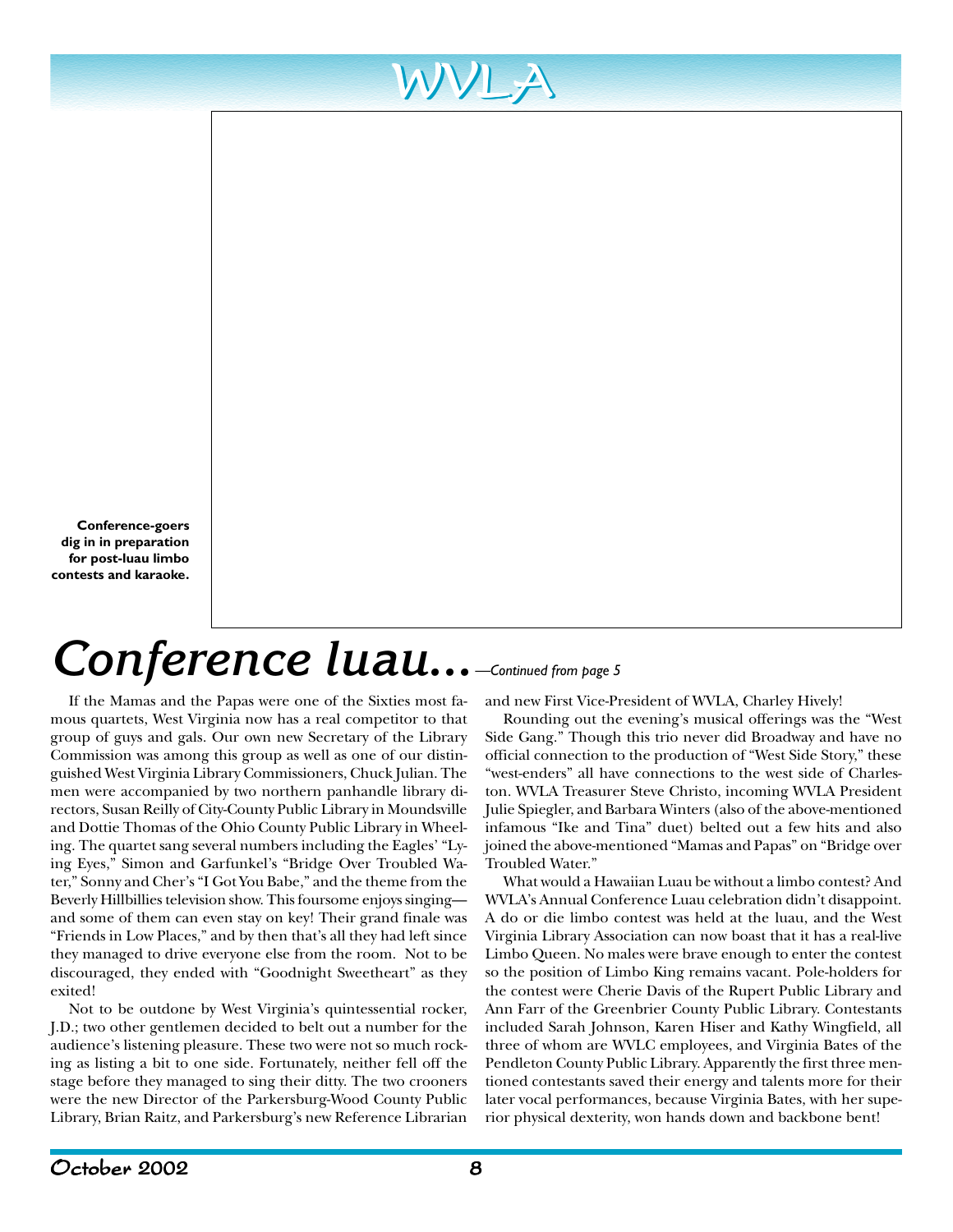Conference-goers dig in in preparation for post-luau limbo contests and karaoke.

# Conference luau...

*—Continued from page 5*

If the Mamas and the Papas were one of the Sixties most famous quartets, West Virginia now has a real competitor to that group of guys and gals. Our own new Secretary of the Library Commission was among this group as well as one of our distinguished West Virginia Library Commissioners, Chuck Julian. The men were accompanied by two northern panhandle library directors, Susan Reilly of City-County Public Library in Moundsville and Dottie Thomas of the Ohio County Public Library in Wheeling. The quartet sang several numbers including the Eagles' "Lying Eyes," Simon and Garfunkel's "Bridge Over Troubled Water," Sonny and Cher's "I Got You Babe," and the theme from the Beverly Hillbillies television show. This foursome enjoys singing—and some of them can even stay on key! Their grand finale was "Friends in Low Places," and by then that's all they had left since they managed to drive everyone else from the room. Not to be discouraged, they ended with "Goodnight Sweetheart" as they exited!

Not to be outdone by West Virginia's quintessential rocker, J.D.; two other gentlemen decided to belt out a number for the audience's listening pleasure. These two were not so much rocking as listing a bit to one side. Fortunately, neither fell off the stage before they managed to sing their ditty. The two crooners were the new Director of the Parkersburg-Wood County Public Library, Brian Raitz, and Parkersburg's new Reference Librarian and new First Vice-President of WVLA, Charley Hively!

Rounding out the evening's musical offerings was the "West Side Gang." Though this trio never did Broadway and have no official connection to the production of "West Side Story," these "west-enders" all have connections to the west side of Charleston. WVLA Treasurer Steve Christo, incoming WVLA President Julie Spiegler, and Barbara Winters (also of the above-mentioned infamous "Ike and Tina" duet) belted out a few hits and also joined the above-mentioned "Mamas and Papas" on "Bridge over Troubled Water."

What would a Hawaiian Luau be without a limbo contest? And WVLA's Annual Conference Luau celebration didn't disappoint. A do or die limbo contest was held at the luau, and the West Virginia Library Association can now boast that it has a real-live Limbo Queen. No males were brave enough to enter the contest so the position of Limbo King remains vacant. Pole-holders for the contest were Cherie Davis of the Rupert Public Library and Ann Farr of the Greenbrier County Public Library. Contestants included Sarah Johnson, Karen Hiser and Kathy Wingfield, all three of whom are WVLC employees, and Virginia Bates of the Pendleton County Public Library. Apparently the first three mentioned contestants saved their energy and talents more for their later vocal performances, because Virginia Bates, with her superior physical dexterity, won hands down and backbone bent!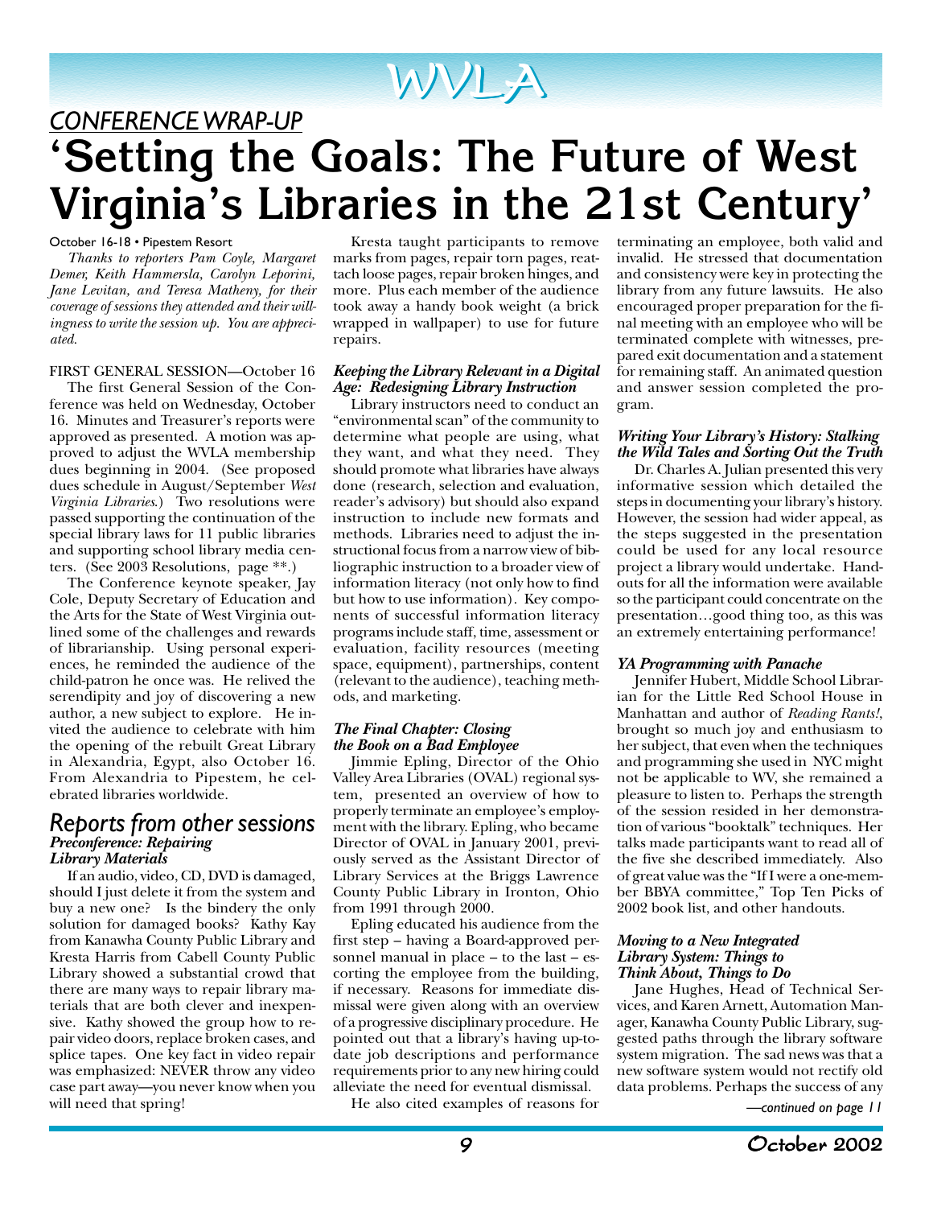# WVLA

## *CONFERENCE WRAP-UP*

# 'Setting the Goals: The Future of West Virginia's Libraries in the 21st Century'

October 16-18 • Pipestem Resort

*Thanks to reporters Pam Coyle, Margaret Demer, Keith Hammersla, Carolyn Leporini, Jane Levitan, and Teresa Matheny, for their coverage of sessions they attended and their willingness to write the session up. You are appreciated.*

FIRST GENERAL SESSION—October 16

The first General Session of the Conference was held on Wednesday, October 16. Minutes and Treasurer's reports were approved as presented. A motion was approved to adjust the WVLA membership dues beginning in 2004. (See proposed dues schedule in August/September *West Virginia Libraries*.) Two resolutions were passed supporting the continuation of the special library laws for 11 public libraries and supporting school library media centers. (See 2003 Resolutions, page **.)

The Conference keynote speaker, Jay Cole, Deputy Secretary of Education and the Arts for the State of West Virginia outlined some of the challenges and rewards of librarianship. Using personal experiences, he reminded the audience of the child-patron he once was. He relived the serendipity and joy of discovering a new author, a new subject to explore. He invited the audience to celebrate with him the opening of the rebuilt Great Library in Alexandria, Egypt, also October 16. From Alexandria to Pipestem, he celebrated libraries worldwide.

## *Reports from other sessions*

### *Preconference: Repairing Library Materials*

If an audio, video, CD, DVD is damaged, should I just delete it from the system and buy a new one? Is the bindery the only solution for damaged books? Kathy Kay from Kanawha County Public Library and Kresta Harris from Cabell County Public Library showed a substantial crowd that there are many ways to repair library materials that are both clever and inexpensive. Kathy showed the group how to repair video doors, replace broken cases, and splice tapes. One key fact in video repair was emphasized: NEVER throw any video case part away—you never know when you will need that spring!

Kresta taught participants to remove marks from pages, repair torn pages, reattach loose pages, repair broken hinges, and more. Plus each member of the audience took away a handy book weight (a brick wrapped in wallpaper) to use for future repairs.

### *Keeping the Library Relevant in a Digital Age: Redesigning Library Instruction*

Library instructors need to conduct an "environmental scan" of the community to determine what people are using, what they want, and what they need. They should promote what libraries have always done (research, selection and evaluation, reader's advisory) but should also expand instruction to include new formats and methods. Libraries need to adjust the instructional focus from a narrow view of bibliographic instruction to a broader view of information literacy (not only how to find but how to use information). Key components of successful information literacy programs include staff, time, assessment or evaluation, facility resources (meeting space, equipment), partnerships, content (relevant to the audience), teaching methods, and marketing.

### *The Final Chapter: Closing the Book on a Bad Employee*

Jimmie Epling, Director of the Ohio Valley Area Libraries (OVAL) regional system, presented an overview of how to properly terminate an employee's employment with the library. Epling, who became Director of OVAL in January 2001, previously served as the Assistant Director of Library Services at the Briggs Lawrence County Public Library in Ironton, Ohio from 1991 through 2000.

Epling educated his audience from the first step – having a Board-approved personnel manual in place – to the last – escorting the employee from the building, if necessary. Reasons for immediate dismissal were given along with an overview of a progressive disciplinary procedure. He pointed out that a library's having up-to-date job descriptions and performance requirements prior to any new hiring could alleviate the need for eventual dismissal.

He also cited examples of reasons for terminating an employee, both valid and invalid. He stressed that documentation and consistency were key in protecting the library from any future lawsuits. He also encouraged proper preparation for the final meeting with an employee who will be terminated complete with witnesses, prepared exit documentation and a statement for remaining staff. An animated question and answer session completed the program.

### *Writing Your Library's History: Stalking the Wild Tales and Sorting Out the Truth*

Dr. Charles A. Julian presented this very informative session which detailed the steps in documenting your library's history. However, the session had wider appeal, as the steps suggested in the presentation could be used for any local resource project a library would undertake. Handouts for all the information were available so the participant could concentrate on the presentation…good thing too, as this was an extremely entertaining performance!

### *YA Programming with Panache*

Jennifer Hubert, Middle School Librarian for the Little Red School House in Manhattan and author of *Reading Rants!*, brought so much joy and enthusiasm to her subject, that even when the techniques and programming she used in NYC might not be applicable to WV, she remained a pleasure to listen to. Perhaps the strength of the session resided in her demonstration of various "booktalk" techniques. Her talks made participants want to read all of the five she described immediately. Also of great value was the "If I were a one-member BBYA committee," Top Ten Picks of 2002 book list, and other handouts.

### *Moving to a New Integrated Library System: Things to Think About, Things to Do*

Jane Hughes, Head of Technical Services, and Karen Arnett, Automation Manager, Kanawha County Public Library, suggested paths through the library software system migration. The sad news was that a new software system would not rectify old data problems. Perhaps the success of any

*—continued on page 11*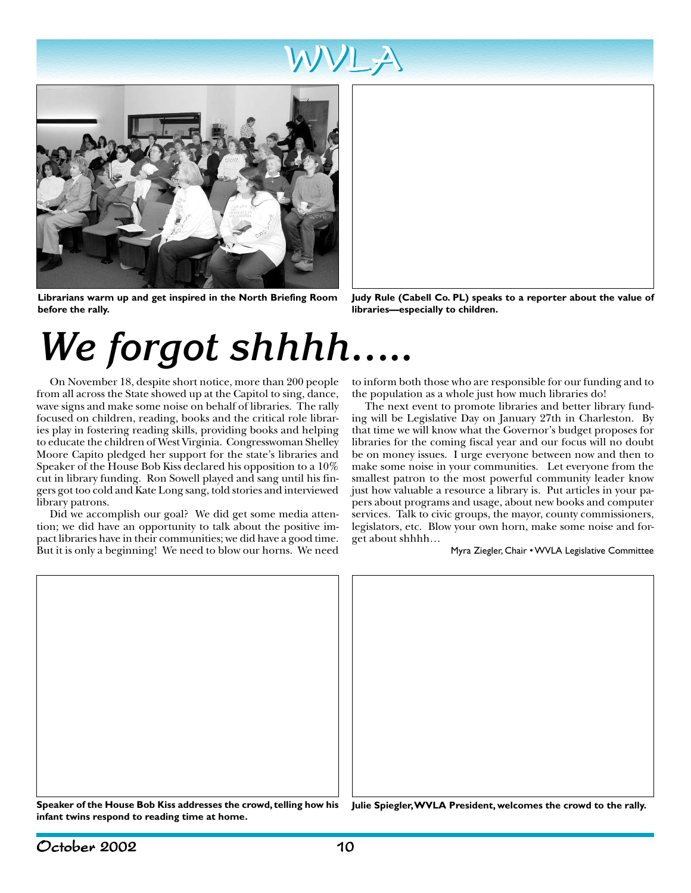Librarians warm up and get inspired in the North Briefing Room before the rally.

Judy Rule (Cabell Co. PL) speaks to a reporter about the value of libraries—especially to children.

# *We forgot shhhh.....*

On November 18, despite short notice, more than 200 people from all across the State showed up at the Capitol to sing, dance, wave signs and make some noise on behalf of libraries. The rally focused on children, reading, books and the critical role libraries play in fostering reading skills, providing books and helping to educate the children of West Virginia. Congresswoman Shelley Moore Capito pledged her support for the state's libraries and Speaker of the House Bob Kiss declared his opposition to a 10% cut in library funding. Ron Sowell played and sang until his fingers got too cold and Kate Long sang, told stories and interviewed library patrons.

Did we accomplish our goal? We did get some media attention; we did have an opportunity to talk about the positive impact libraries have in their communities; we did have a good time. But it is only a beginning! We need to blow our horns. We need to inform both those who are responsible for our funding and to the population as a whole just how much libraries do!

The next event to promote libraries and better library funding will be Legislative Day on January 27th in Charleston. By that time we will know what the Governor's budget proposes for libraries for the coming fiscal year and our focus will no doubt be on money issues. I urge everyone between now and then to make some noise in your communities. Let everyone from the smallest patron to the most powerful community leader know just how valuable a resource a library is. Put articles in your papers about programs and usage, about new books and computer services. Talk to civic groups, the mayor, county commissioners, legislators, etc. Blow your own horn, make some noise and forget about shhhh…

Myra Ziegler, Chair • WVLA Legislative Committee

Speaker of the House Bob Kiss addresses the crowd, telling how his infant twins respond to reading time at home.

Julie Spiegler, WVLA President, welcomes the crowd to the rally.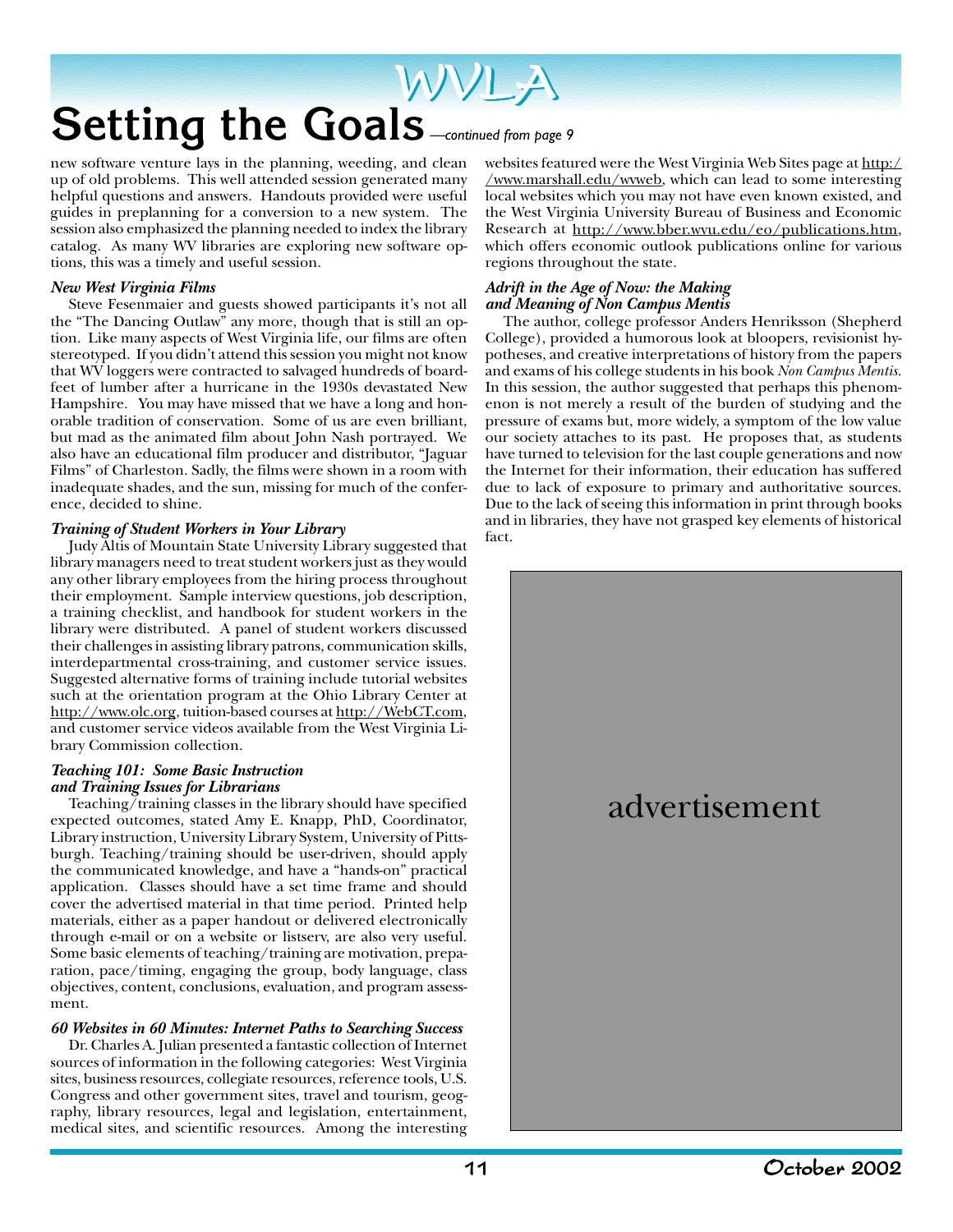# Setting the Goals *—continued from page 9*

new software venture lays in the planning, weeding, and clean up of old problems. This well attended session generated many helpful questions and answers. Handouts provided were useful guides in preplanning for a conversion to a new system. The session also emphasized the planning needed to index the library catalog. As many WV libraries are exploring new software options, this was a timely and useful session.

***New West Virginia Films***

Steve Fesenmaier and guests showed participants it's not all the "The Dancing Outlaw" any more, though that is still an option. Like many aspects of West Virginia life, our films are often stereotyped. If you didn't attend this session you might not know that WV loggers were contracted to salvaged hundreds of board-feet of lumber after a hurricane in the 1930s devastated New Hampshire. You may have missed that we have a long and honorable tradition of conservation. Some of us are even brilliant, but mad as the animated film about John Nash portrayed. We also have an educational film producer and distributor, "Jaguar Films" of Charleston. Sadly, the films were shown in a room with inadequate shades, and the sun, missing for much of the conference, decided to shine.

***Training of Student Workers in Your Library***

Judy Altis of Mountain State University Library suggested that library managers need to treat student workers just as they would any other library employees from the hiring process throughout their employment. Sample interview questions, job description, a training checklist, and handbook for student workers in the library were distributed. A panel of student workers discussed their challenges in assisting library patrons, communication skills, interdepartmental cross-training, and customer service issues. Suggested alternative forms of training include tutorial websites such at the orientation program at the Ohio Library Center at http://www.olc.org, tuition-based courses at http://WebCT.com, and customer service videos available from the West Virginia Library Commission collection.

***Teaching 101: Some Basic Instruction and Training Issues for Librarians***

Teaching/training classes in the library should have specified expected outcomes, stated Amy E. Knapp, PhD, Coordinator, Library instruction, University Library System, University of Pittsburgh. Teaching/training should be user-driven, should apply the communicated knowledge, and have a "hands-on" practical application. Classes should have a set time frame and should cover the advertised material in that time period. Printed help materials, either as a paper handout or delivered electronically through e-mail or on a website or listserv, are also very useful. Some basic elements of teaching/training are motivation, preparation, pace/timing, engaging the group, body language, class objectives, content, conclusions, evaluation, and program assessment.

***60 Websites in 60 Minutes: Internet Paths to Searching Success***

Dr. Charles A. Julian presented a fantastic collection of Internet sources of information in the following categories: West Virginia sites, business resources, collegiate resources, reference tools, U.S. Congress and other government sites, travel and tourism, geography, library resources, legal and legislation, entertainment, medical sites, and scientific resources. Among the interesting websites featured were the West Virginia Web Sites page at http://www.marshall.edu/wvweb, which can lead to some interesting local websites which you may not have even known existed, and the West Virginia University Bureau of Business and Economic Research at http://www.bber.wvu.edu/eo/publications.htm, which offers economic outlook publications online for various regions throughout the state.

***Adrift in the Age of Now: the Making and Meaning of Non Campus Mentis***

The author, college professor Anders Henriksson (Shepherd College), provided a humorous look at bloopers, revisionist hypotheses, and creative interpretations of history from the papers and exams of his college students in his book *Non Campus Mentis*. In this session, the author suggested that perhaps this phenomenon is not merely a result of the burden of studying and the pressure of exams but, more widely, a symptom of the low value our society attaches to its past. He proposes that, as students have turned to television for the last couple generations and now the Internet for their information, their education has suffered due to lack of exposure to primary and authoritative sources. Due to the lack of seeing this information in print through books and in libraries, they have not grasped key elements of historical fact.

advertisement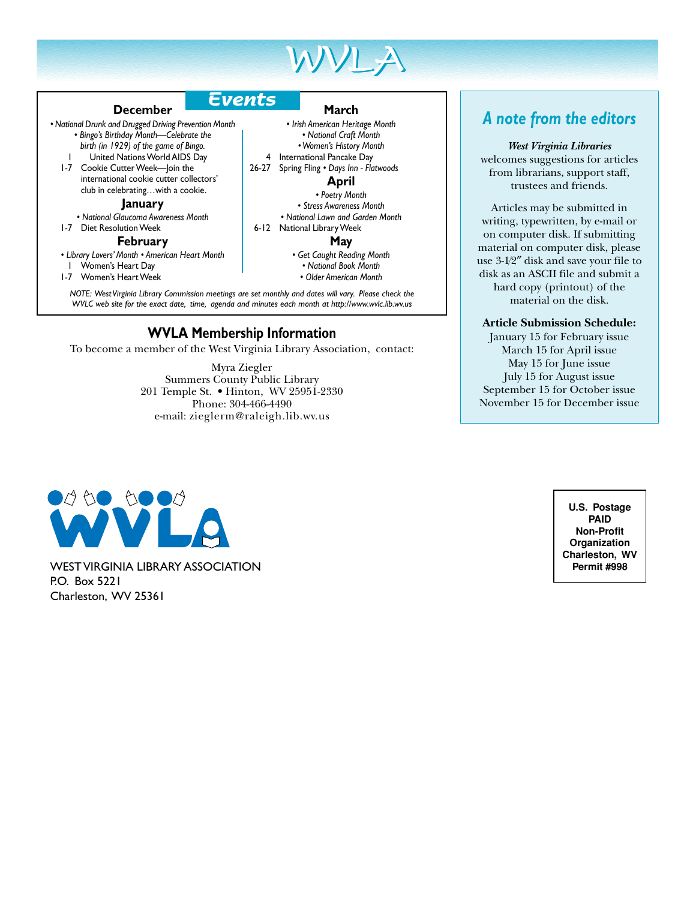# WVLA

## Events

### December

• *National Drunk and Drugged Driving Prevention Month*
• *Bingo's Birthday Month—Celebrate the birth (in 1929) of the game of Bingo.*

1 United Nations World AIDS Day
1-7 Cookie Cutter Week—Join the international cookie cutter collectors' club in celebrating…with a cookie.

### January

• *National Glaucoma Awareness Month*

1-7 Diet Resolution Week

### February

• *Library Lovers' Month* • *American Heart Month*

1 Women's Heart Day
1-7 Women's Heart Week

### March

• *Irish American Heritage Month*
• *National Craft Month*
• *Women's History Month*

4 International Pancake Day
26-27 Spring Fling • *Days Inn - Flatwoods*

### April

• *Poetry Month*
• *Stress Awareness Month*
• *National Lawn and Garden Month*

6-12 National Library Week

### May

• *Get Caught Reading Month*
• *National Book Month*
• *Older American Month*

*NOTE: West Virginia Library Commission meetings are set monthly and dates will vary. Please check the WVLC web site for the exact date, time, agenda and minutes each month at http://www.wvlc.lib.wv.us*

## WVLA Membership Information

To become a member of the West Virginia Library Association, contact:

Myra Ziegler
Summers County Public Library
201 Temple St. • Hinton, WV 25951-2330
Phone: 304-466-4490
e-mail: zieglerm@raleigh.lib.wv.us

## A note from the editors

***West Virginia Libraries*** welcomes suggestions for articles from librarians, support staff, trustees and friends.

Articles may be submitted in writing, typewritten, by e-mail or on computer disk. If submitting material on computer disk, please use 3-1/2″ disk and save your file to disk as an ASCII file and submit a hard copy (printout) of the material on the disk.

**Article Submission Schedule:**
January 15 for February issue
March 15 for April issue
May 15 for June issue
July 15 for August issue
September 15 for October issue
November 15 for December issue

WVLA

WEST VIRGINIA LIBRARY ASSOCIATION
P.O. Box 5221
Charleston, WV 25361

**U.S. Postage PAID Non-Profit Organization Charleston, WV Permit #998**